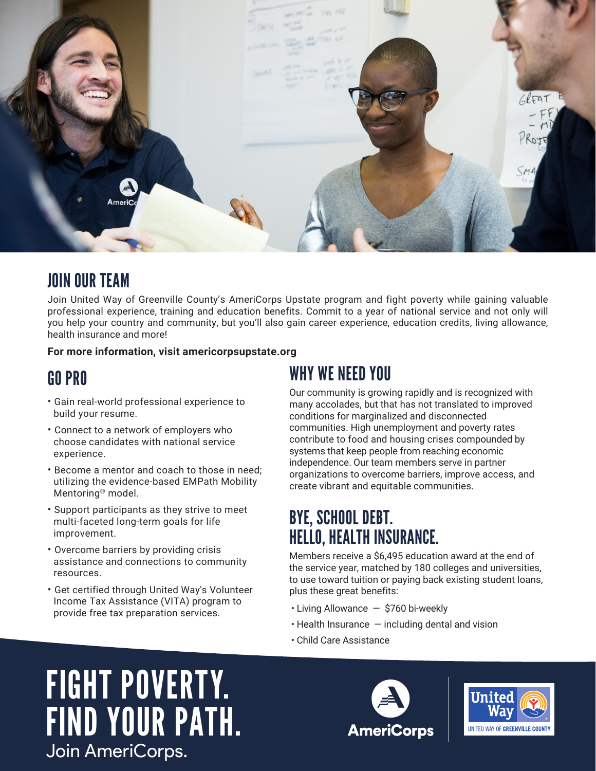## JOIN OUR TEAM

Join United Way of Greenville County's AmeriCorps Upstate program and fight poverty while gaining valuable professional experience, training and education benefits. Commit to a year of national service and not only will you help your country and community, but you'll also gain career experience, education credits, living allowance, health insurance and more!

**For more information, visit americorpsupstate.org**

## GO PRO

- Gain real-world professional experience to build your resume.
- Connect to a network of employers who choose candidates with national service experience.
- Become a mentor and coach to those in need; utilizing the evidence-based EMPath Mobility Mentoring® model.
- Support participants as they strive to meet multi-faceted long-term goals for life improvement.
- Overcome barriers by providing crisis assistance and connections to community resources.
- Get certified through United Way's Volunteer Income Tax Assistance (VITA) program to provide free tax preparation services.

## WHY WE NEED YOU

Our community is growing rapidly and is recognized with many accolades, but that has not translated to improved conditions for marginalized and disconnected communities. High unemployment and poverty rates contribute to food and housing crises compounded by systems that keep people from reaching economic independence. Our team members serve in partner organizations to overcome barriers, improve access, and create vibrant and equitable communities.

## BYE, SCHOOL DEBT. HELLO, HEALTH INSURANCE.

Members receive a $6,495 education award at the end of the service year, matched by 180 colleges and universities, to use toward tuition or paying back existing student loans, plus these great benefits:

- Living Allowance — $760 bi-weekly
- Health Insurance — including dental and vision
- Child Care Assistance

# FIGHT POVERTY. FIND YOUR PATH.

Join AmeriCorps.

AmeriCorps

United Way — UNITED WAY OF GREENVILLE COUNTY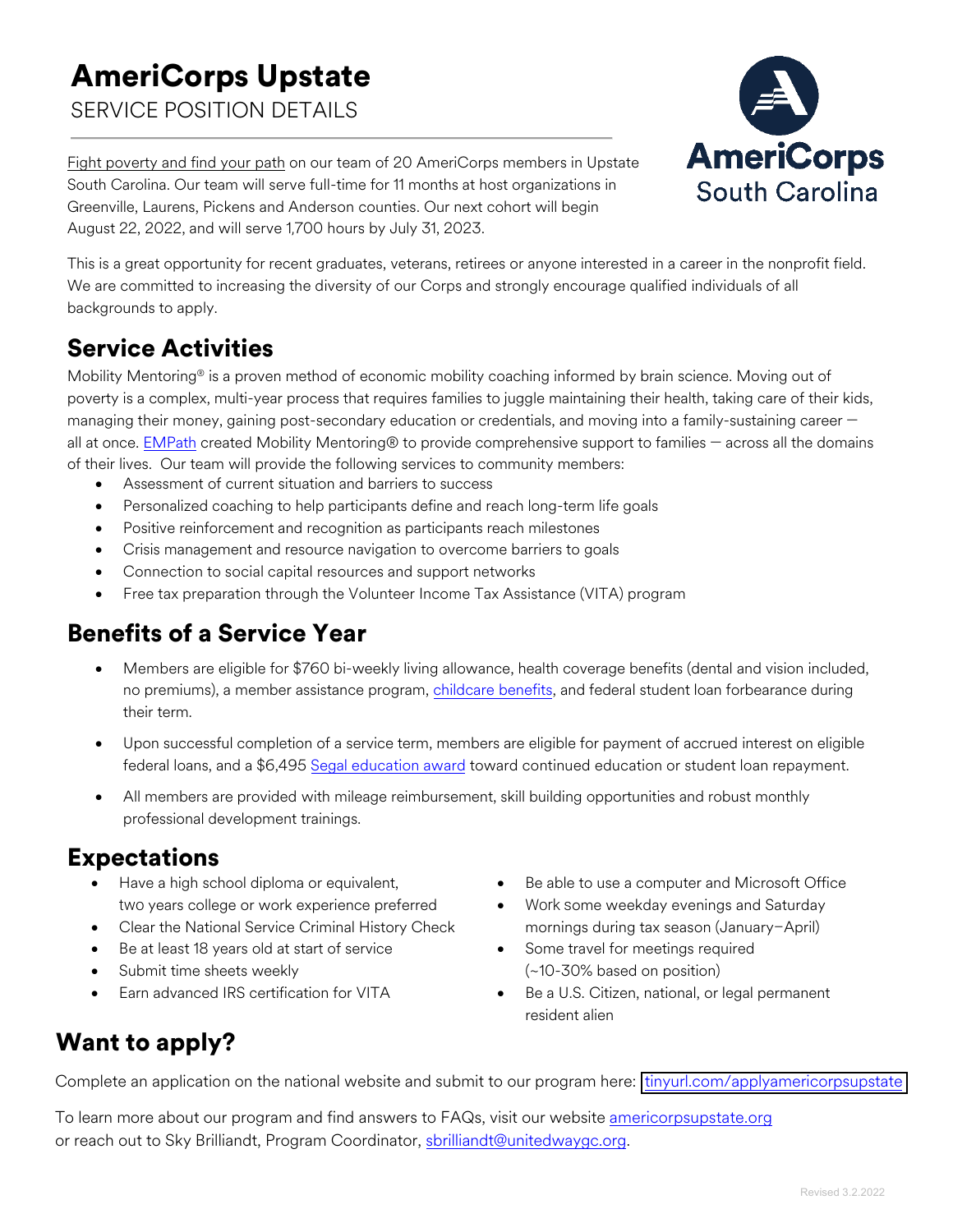# AmeriCorps Upstate

SERVICE POSITION DETAILS

Fight poverty and find your path on our team of 20 AmeriCorps members in Upstate South Carolina. Our team will serve full-time for 11 months at host organizations in Greenville, Laurens, Pickens and Anderson counties. Our next cohort will begin August 22, 2022, and will serve 1,700 hours by July 31, 2023.

AmeriCorps South Carolina

This is a great opportunity for recent graduates, veterans, retirees or anyone interested in a career in the nonprofit field. We are committed to increasing the diversity of our Corps and strongly encourage qualified individuals of all backgrounds to apply.

## Service Activities

Mobility Mentoring® is a proven method of economic mobility coaching informed by brain science. Moving out of poverty is a complex, multi-year process that requires families to juggle maintaining their health, taking care of their kids, managing their money, gaining post-secondary education or credentials, and moving into a family-sustaining career — all at once. EMPath created Mobility Mentoring® to provide comprehensive support to families — across all the domains of their lives. Our team will provide the following services to community members:

- Assessment of current situation and barriers to success
- Personalized coaching to help participants define and reach long-term life goals
- Positive reinforcement and recognition as participants reach milestones
- Crisis management and resource navigation to overcome barriers to goals
- Connection to social capital resources and support networks
- Free tax preparation through the Volunteer Income Tax Assistance (VITA) program

## Benefits of a Service Year

- Members are eligible for $760 bi-weekly living allowance, health coverage benefits (dental and vision included, no premiums), a member assistance program, childcare benefits, and federal student loan forbearance during their term.
- Upon successful completion of a service term, members are eligible for payment of accrued interest on eligible federal loans, and a $6,495 Segal education award toward continued education or student loan repayment.
- All members are provided with mileage reimbursement, skill building opportunities and robust monthly professional development trainings.

## Expectations

- Have a high school diploma or equivalent, two years college or work experience preferred
- Clear the National Service Criminal History Check
- Be at least 18 years old at start of service
- Submit time sheets weekly
- Earn advanced IRS certification for VITA
- Be able to use a computer and Microsoft Office
- Work some weekday evenings and Saturday mornings during tax season (January–April)
- Some travel for meetings required (~10-30% based on position)
- Be a U.S. Citizen, national, or legal permanent resident alien

## Want to apply?

Complete an application on the national website and submit to our program here: tinyurl.com/applyamericorpsupstate

To learn more about our program and find answers to FAQs, visit our website americorpsupstate.org or reach out to Sky Brilliandt, Program Coordinator, sbrilliandt@unitedwaygc.org.

Revised 3.2.2022